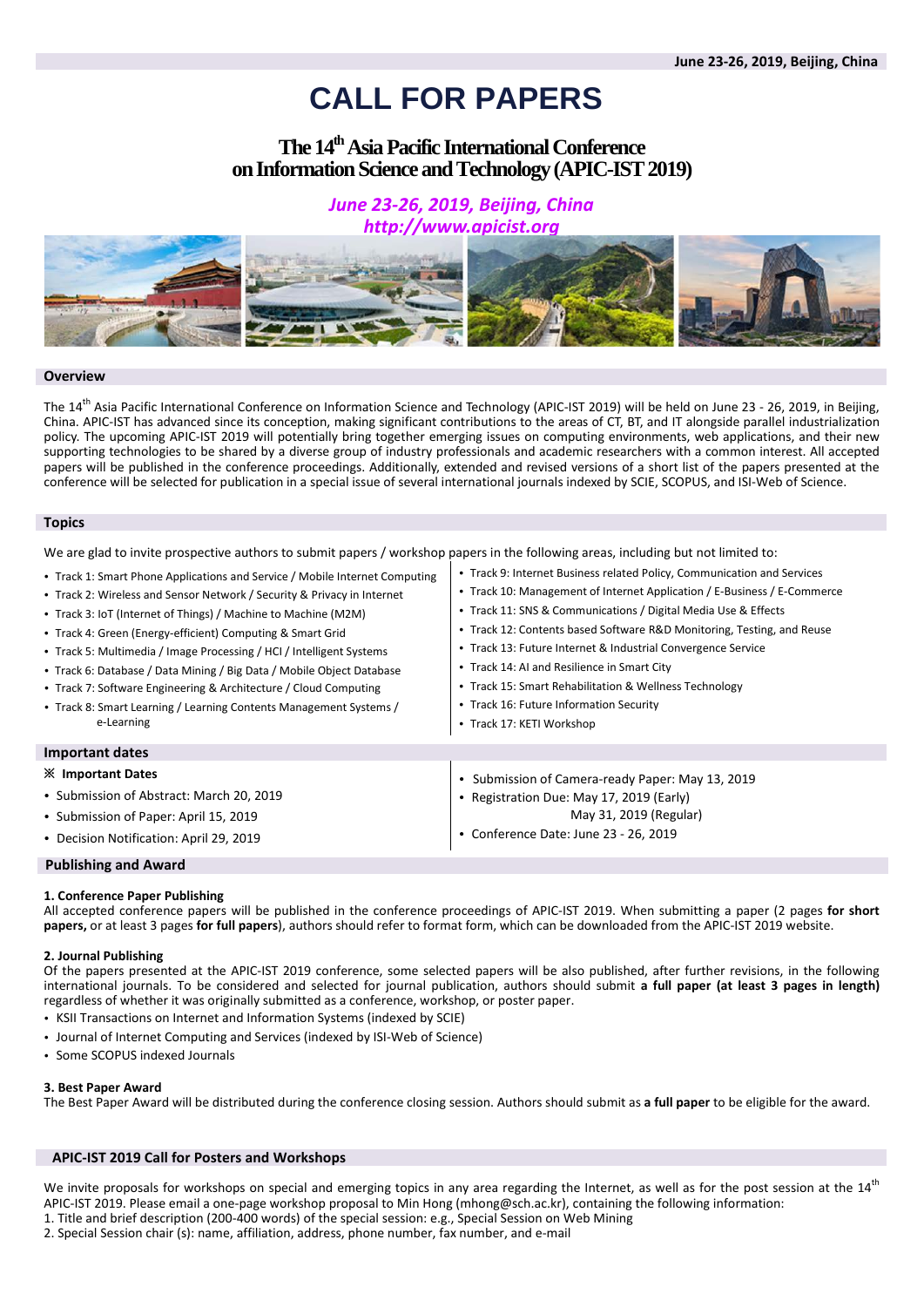June 23-26, 2019, Beijing, China

# CALL FOR PAPERS

## The 14th Asia Pacific International Conference on Information Science and Technology (APIC-IST 2019)

*June 23-26, 2019, Beijing, China*
*http://www.apicist.org*

### Overview

The 14th Asia Pacific International Conference on Information Science and Technology (APIC-IST 2019) will be held on June 23 - 26, 2019, in Beijing, China. APIC-IST has advanced since its conception, making significant contributions to the areas of CT, BT, and IT alongside parallel industrialization policy. The upcoming APIC-IST 2019 will potentially bring together emerging issues on computing environments, web applications, and their new supporting technologies to be shared by a diverse group of industry professionals and academic researchers with a common interest. All accepted papers will be published in the conference proceedings. Additionally, extended and revised versions of a short list of the papers presented at the conference will be selected for publication in a special issue of several international journals indexed by SCIE, SCOPUS, and ISI-Web of Science.

### Topics

We are glad to invite prospective authors to submit papers / workshop papers in the following areas, including but not limited to:

- Track 1: Smart Phone Applications and Service / Mobile Internet Computing
- Track 2: Wireless and Sensor Network / Security & Privacy in Internet
- Track 3: IoT (Internet of Things) / Machine to Machine (M2M)
- Track 4: Green (Energy-efficient) Computing & Smart Grid
- Track 5: Multimedia / Image Processing / HCI / Intelligent Systems
- Track 6: Database / Data Mining / Big Data / Mobile Object Database
- Track 7: Software Engineering & Architecture / Cloud Computing
- Track 8: Smart Learning / Learning Contents Management Systems / e-Learning
- Track 9: Internet Business related Policy, Communication and Services
- Track 10: Management of Internet Application / E-Business / E-Commerce
- Track 11: SNS & Communications / Digital Media Use & Effects
- Track 12: Contents based Software R&D Monitoring, Testing, and Reuse
- Track 13: Future Internet & Industrial Convergence Service
- Track 14: AI and Resilience in Smart City
- Track 15: Smart Rehabilitation & Wellness Technology
- Track 16: Future Information Security
- Track 17: KETI Workshop

### Important dates

**※ Important Dates**

- Submission of Abstract: March 20, 2019
- Submission of Paper: April 15, 2019
- Decision Notification: April 29, 2019
- Submission of Camera-ready Paper: May 13, 2019
- Registration Due: May 17, 2019 (Early)
  May 31, 2019 (Regular)
- Conference Date: June 23 - 26, 2019

### Publishing and Award

**1. Conference Paper Publishing**

All accepted conference papers will be published in the conference proceedings of APIC-IST 2019. When submitting a paper (2 pages **for short papers,** or at least 3 pages **for full papers**), authors should refer to format form, which can be downloaded from the APIC-IST 2019 website.

**2. Journal Publishing**

Of the papers presented at the APIC-IST 2019 conference, some selected papers will be also published, after further revisions, in the following international journals. To be considered and selected for journal publication, authors should submit **a full paper (at least 3 pages in length)** regardless of whether it was originally submitted as a conference, workshop, or poster paper.

- KSII Transactions on Internet and Information Systems (indexed by SCIE)
- Journal of Internet Computing and Services (indexed by ISI-Web of Science)
- Some SCOPUS indexed Journals

**3. Best Paper Award**

The Best Paper Award will be distributed during the conference closing session. Authors should submit as **a full paper** to be eligible for the award.

### APIC-IST 2019 Call for Posters and Workshops

We invite proposals for workshops on special and emerging topics in any area regarding the Internet, as well as for the post session at the 14th APIC-IST 2019. Please email a one-page workshop proposal to Min Hong (mhong@sch.ac.kr), containing the following information:

1. Title and brief description (200-400 words) of the special session: e.g., Special Session on Web Mining
2. Special Session chair (s): name, affiliation, address, phone number, fax number, and e-mail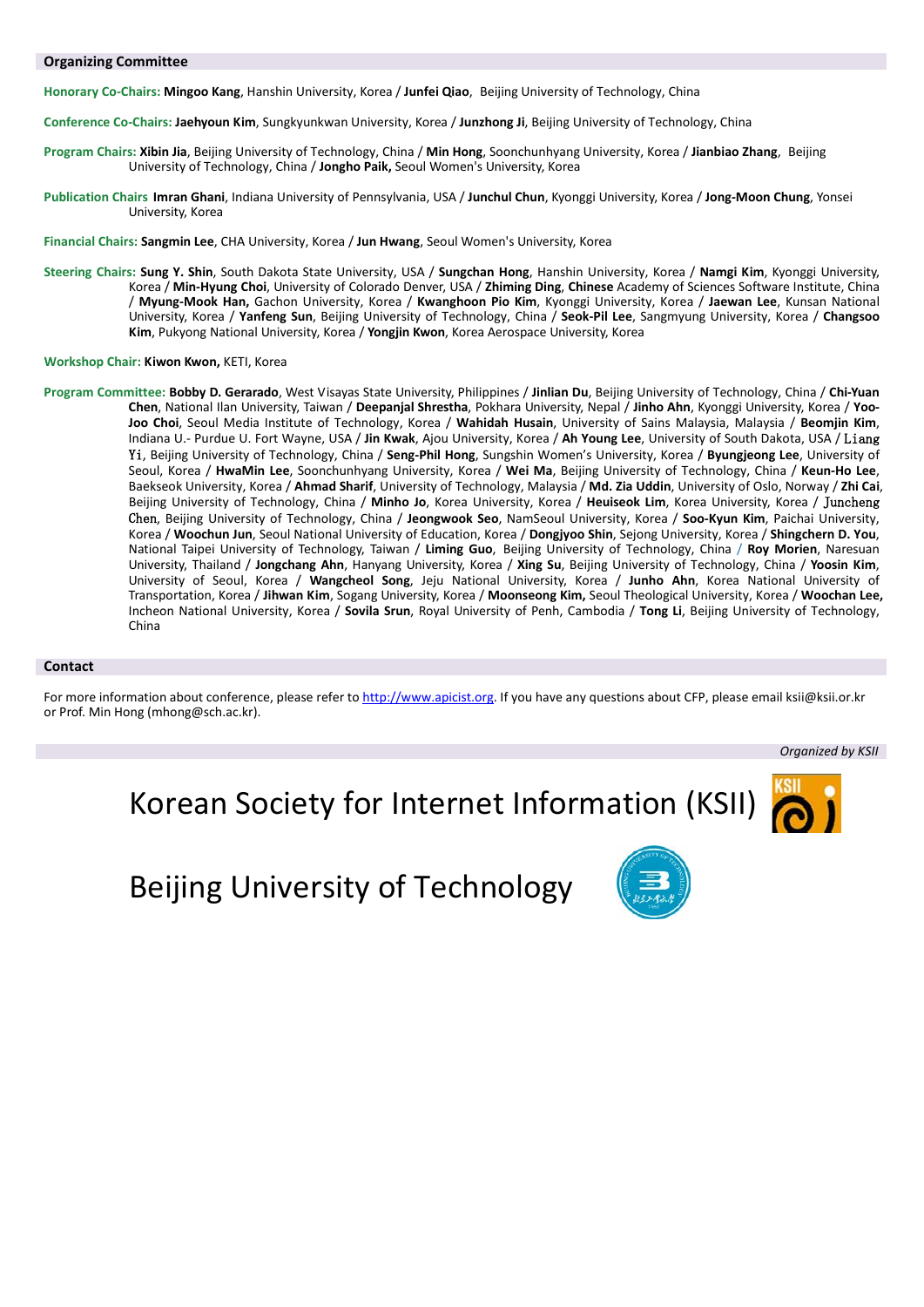## Organizing Committee

**Honorary Co-Chairs: Mingoo Kang**, Hanshin University, Korea / **Junfei Qiao**, Beijing University of Technology, China

**Conference Co-Chairs: Jaehyoun Kim**, Sungkyunkwan University, Korea / **Junzhong Ji**, Beijing University of Technology, China

**Program Chairs: Xibin Jia**, Beijing University of Technology, China / **Min Hong**, Soonchunhyang University, Korea / **Jianbiao Zhang**, Beijing University of Technology, China / **Jongho Paik,** Seoul Women's University, Korea

**Publication Chairs Imran Ghani**, Indiana University of Pennsylvania, USA / **Junchul Chun**, Kyonggi University, Korea / **Jong-Moon Chung**, Yonsei University, Korea

**Financial Chairs: Sangmin Lee**, CHA University, Korea / **Jun Hwang**, Seoul Women's University, Korea

**Steering Chairs: Sung Y. Shin**, South Dakota State University, USA / **Sungchan Hong**, Hanshin University, Korea / **Namgi Kim**, Kyonggi University, Korea / **Min-Hyung Choi**, University of Colorado Denver, USA / **Zhiming Ding**, **Chinese** Academy of Sciences Software Institute, China / **Myung-Mook Han,** Gachon University, Korea / **Kwanghoon Pio Kim**, Kyonggi University, Korea / **Jaewan Lee**, Kunsan National University, Korea / **Yanfeng Sun**, Beijing University of Technology, China / **Seok-Pil Lee**, Sangmyung University, Korea / **Changsoo Kim**, Pukyong National University, Korea / **Yongjin Kwon**, Korea Aerospace University, Korea

**Workshop Chair: Kiwon Kwon,** KETI, Korea

**Program Committee: Bobby D. Gerarado**, West Visayas State University, Philippines / **Jinlian Du**, Beijing University of Technology, China / **Chi-Yuan Chen**, National Ilan University, Taiwan / **Deepanjal Shrestha**, Pokhara University, Nepal / **Jinho Ahn**, Kyonggi University, Korea / **Yoo-Joo Choi**, Seoul Media Institute of Technology, Korea / **Wahidah Husain**, University of Sains Malaysia, Malaysia / **Beomjin Kim**, Indiana U.- Purdue U. Fort Wayne, USA / **Jin Kwak**, Ajou University, Korea / **Ah Young Lee**, University of South Dakota, USA / **Liang Yi**, Beijing University of Technology, China / **Seng-Phil Hong**, Sungshin Women's University, Korea / **Byungjeong Lee**, University of Seoul, Korea / **HwaMin Lee**, Soonchunhyang University, Korea / **Wei Ma**, Beijing University of Technology, China / **Keun-Ho Lee**, Baekseok University, Korea / **Ahmad Sharif**, University of Technology, Malaysia / **Md. Zia Uddin**, University of Oslo, Norway / **Zhi Cai**, Beijing University of Technology, China / **Minho Jo**, Korea University, Korea / **Heuiseok Lim**, Korea University, Korea / **Juncheng Chen**, Beijing University of Technology, China / **Jeongwook Seo**, NamSeoul University, Korea / **Soo-Kyun Kim**, Paichai University, Korea / **Woochun Jun**, Seoul National University of Education, Korea / **Dongjyoo Shin**, Sejong University, Korea / **Shingchern D. You**, National Taipei University of Technology, Taiwan / **Liming Guo**, Beijing University of Technology, China / **Roy Morien**, Naresuan University, Thailand / **Jongchang Ahn**, Hanyang University, Korea / **Xing Su**, Beijing University of Technology, China / **Yoosin Kim**, University of Seoul, Korea / **Wangcheol Song**, Jeju National University, Korea / **Junho Ahn**, Korea National University of Transportation, Korea / **Jihwan Kim**, Sogang University, Korea / **Moonseong Kim,** Seoul Theological University, Korea / **Woochan Lee,** Incheon National University, Korea / **Sovila Srun**, Royal University of Penh, Cambodia / **Tong Li**, Beijing University of Technology, China

## Contact

For more information about conference, please refer to http://www.apicist.org. If you have any questions about CFP, please email ksii@ksii.or.kr or Prof. Min Hong (mhong@sch.ac.kr).

*Organized by KSII*

Korean Society for Internet Information (KSII)

Beijing University of Technology